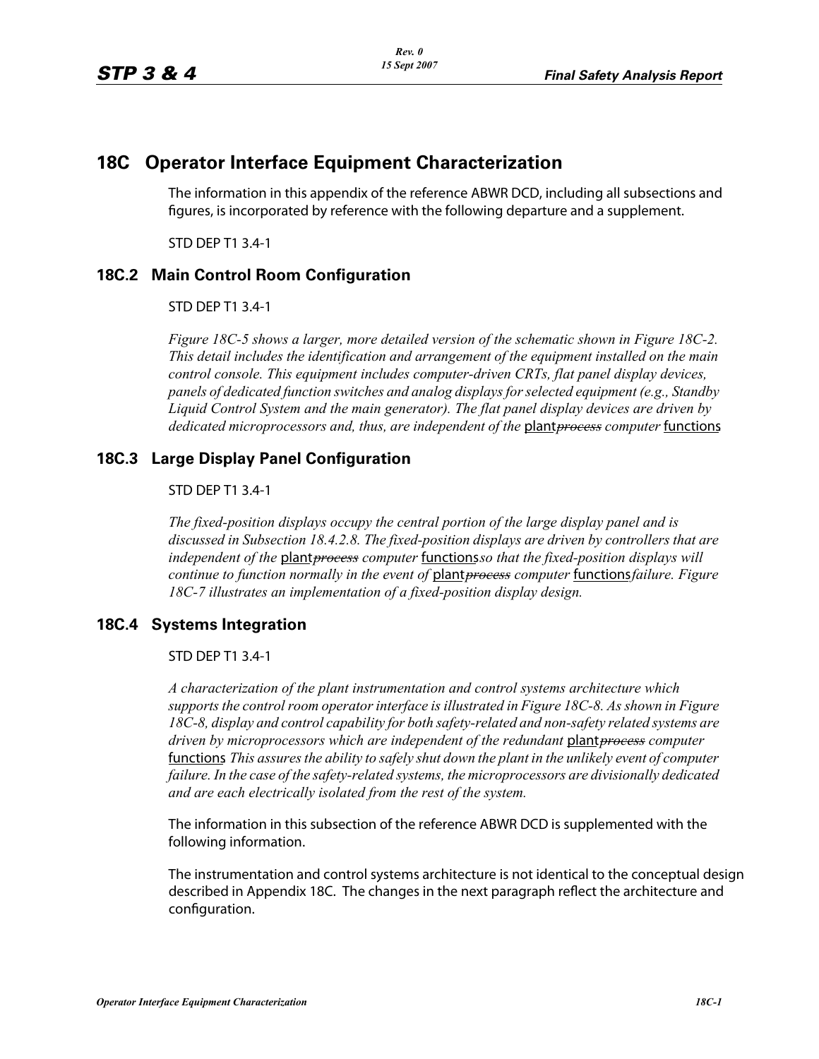# 18C Operator Interface Equipment Characterization

The information in this appendix of the reference ABWR DCD, including all subsections and figures, is incorporated by reference with the following departure and a supplement.

STD DEP T1 3.4-1

## 18C.2 Main Control Room Configuration

STD DEP T1 3.4-1

*Figure 18C-5 shows a larger, more detailed version of the schematic shown in Figure 18C-2. This detail includes the identification and arrangement of the equipment installed on the main control console. This equipment includes computer-driven CRTs, flat panel display devices, panels of dedicated function switches and analog displays for selected equipment (e.g., Standby Liquid Control System and the main generator). The flat panel display devices are driven by dedicated microprocessors and, thus, are independent of the* <u>plant</u>~~*process*~~ *computer* <u>functions</u>

## 18C.3 Large Display Panel Configuration

STD DEP T1 3.4-1

*The fixed-position displays occupy the central portion of the large display panel and is discussed in Subsection 18.4.2.8. The fixed-position displays are driven by controllers that are independent of the* <u>plant</u>~~*process*~~ *computer* <u>functions</u>*so that the fixed-position displays will continue to function normally in the event of* <u>plant</u>~~*process*~~ *computer* <u>functions</u>*failure. Figure 18C-7 illustrates an implementation of a fixed-position display design.*

## 18C.4 Systems Integration

STD DEP T1 3.4-1

*A characterization of the plant instrumentation and control systems architecture which supports the control room operator interface is illustrated in Figure 18C-8. As shown in Figure 18C-8, display and control capability for both safety-related and non-safety related systems are driven by microprocessors which are independent of the redundant* <u>plant</u>~~*process*~~ *computer* <u>functions</u> *This assures the ability to safely shut down the plant in the unlikely event of computer failure. In the case of the safety-related systems, the microprocessors are divisionally dedicated and are each electrically isolated from the rest of the system.*

The information in this subsection of the reference ABWR DCD is supplemented with the following information.

The instrumentation and control systems architecture is not identical to the conceptual design described in Appendix 18C. The changes in the next paragraph reflect the architecture and configuration.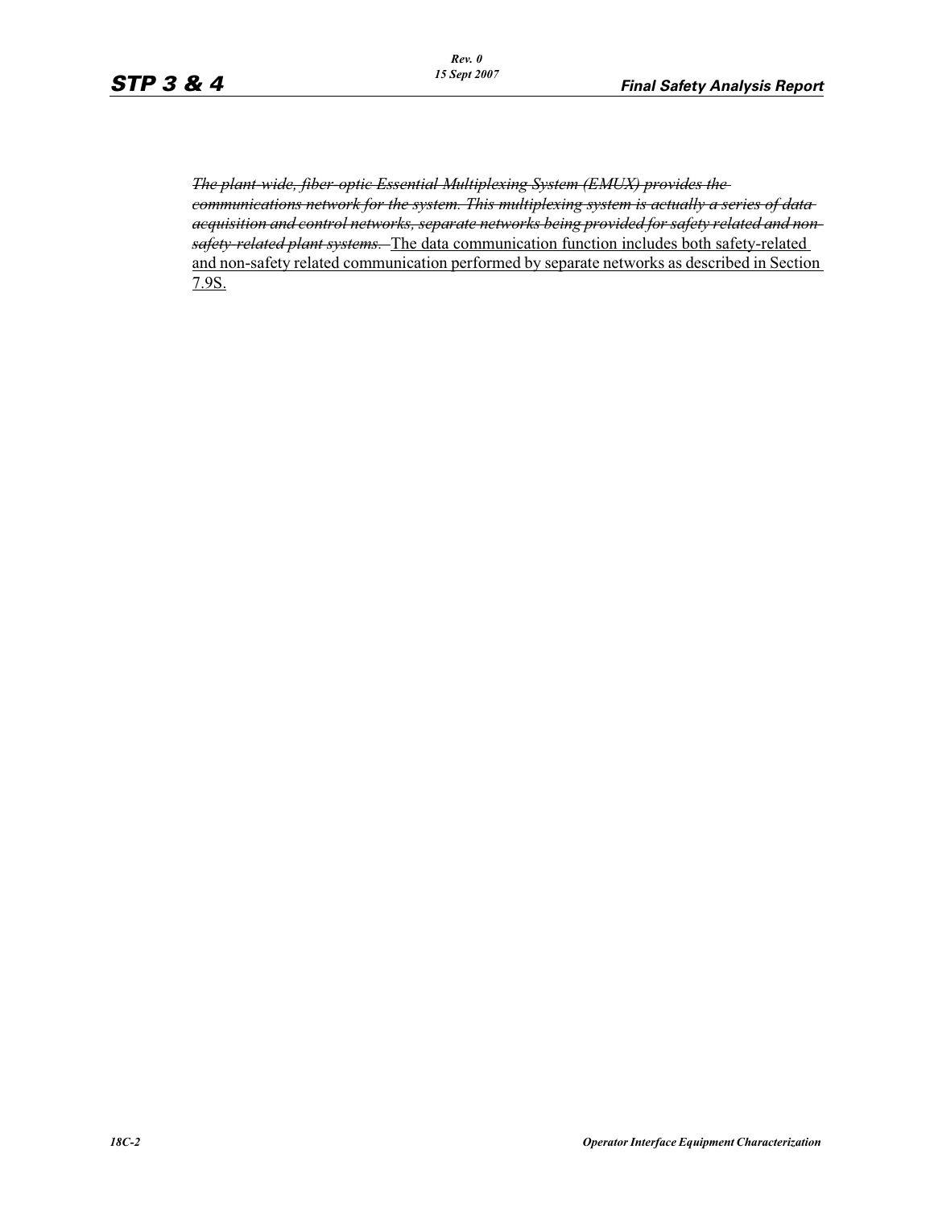~~*The plant-wide, fiber-optic Essential Multiplexing System (EMUX) provides the communications network for the system. This multiplexing system is actually a series of data acquisition and control networks, separate networks being provided for safety related and non-safety-related plant systems.*~~ <u>The data communication function includes both safety-related and non-safety related communication performed by separate networks as described in Section 7.9S.</u>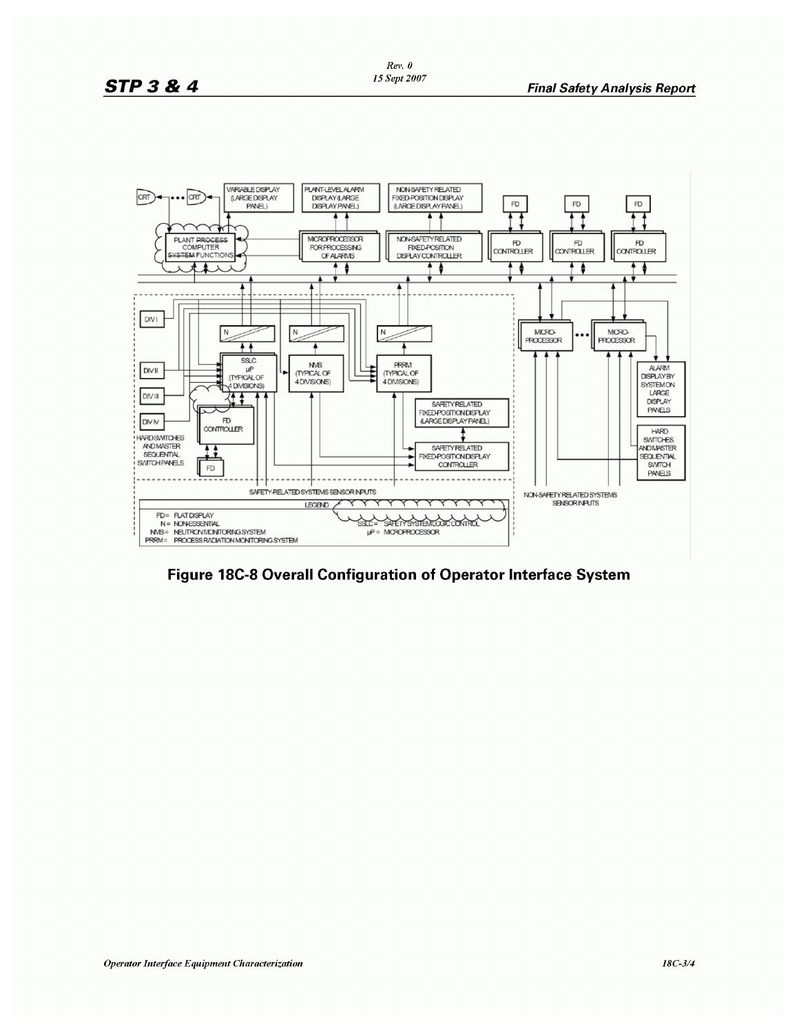CRT • • • CRT

VARIABLE DISPLAY (LARGE DISPLAY PANEL)

PLANT-LEVEL ALARM DISPLAY (LARGE DISPLAY PANEL)

NON-SAFETY RELATED FIXED-POSITION DISPLAY (LARGE DISPLAY PANEL)

FD

FD

FD

PLANT PROCESS COMPUTER SYSTEM FUNCTIONS

MICROPROCESSOR FOR PROCESSING OF ALARMS

NON-SAFETY RELATED FIXED-POSITION DISPLAY CONTROLLER

FD CONTROLLER

FD CONTROLLER

FD CONTROLLER

DIV I

DIV II

DIV III

DIV IV

N

N

N

SSLC µP (TYPICAL OF 4 DIVISIONS)

NMS (TYPICAL OF 4 DIVISIONS)

PRRM (TYPICAL OF 4 DIVISIONS)

FD CONTROLLER

FD

HARD SWITCHES AND MASTER SEQUENTIAL SWITCH PANELS

SAFETY RELATED FIXED-POSITION DISPLAY (LARGE DISPLAY PANEL)

SAFETY RELATED FIXED-POSITION DISPLAY CONTROLLER

SAFETY-RELATED SYSTEMS SENSOR INPUTS

MICRO-PROCESSOR • • • MICRO-PROCESSOR

ALARM DISPLAY BY SYSTEM ON LARGE DISPLAY PANELS

HARD SWITCHES AND MASTER SEQUENTIAL SWITCH PANELS

NON-SAFETY RELATED SYSTEMS SENSOR INPUTS

LEGEND

FD = FLAT DISPLAY

N = NON-ESSENTIAL

NMS = NEUTRON MONITORING SYSTEM

PRRM = PROCESS RADIATION MONITORING SYSTEM

SSLC = SAFETY SYSTEM LOGIC CONTROL

µP = MICROPROCESSOR

**Figure 18C-8 Overall Configuration of Operator Interface System**